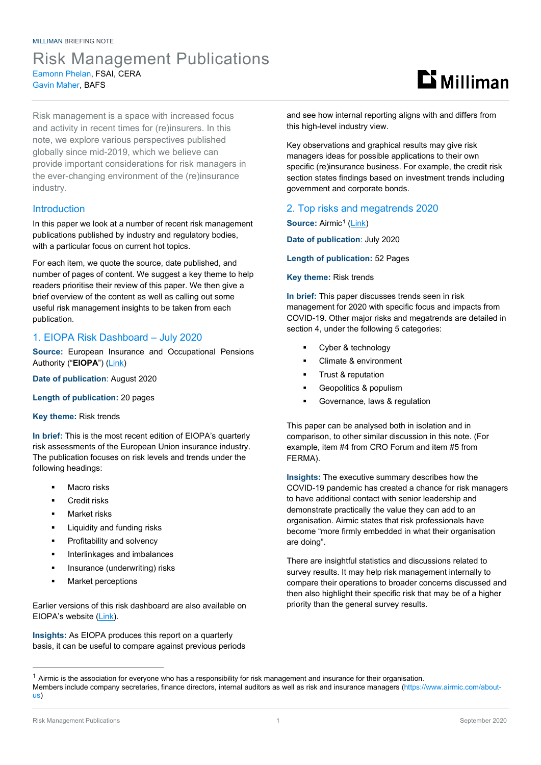MILLIMAN BRIEFING NOTE

# Risk Management Publications

Eamonn Phelan, FSAI, CERA
Gavin Maher, BAFS

Risk management is a space with increased focus and activity in recent times for (re)insurers. In this note, we explore various perspectives published globally since mid-2019, which we believe can provide important considerations for risk managers in the ever-changing environment of the (re)insurance industry.

## Introduction

In this paper we look at a number of recent risk management publications published by industry and regulatory bodies, with a particular focus on current hot topics.

For each item, we quote the source, date published, and number of pages of content. We suggest a key theme to help readers prioritise their review of this paper. We then give a brief overview of the content as well as calling out some useful risk management insights to be taken from each publication.

## 1. EIOPA Risk Dashboard – July 2020

**Source:** European Insurance and Occupational Pensions Authority ("**EIOPA**") (Link)

**Date of publication**: August 2020

**Length of publication:** 20 pages

**Key theme:** Risk trends

**In brief:** This is the most recent edition of EIOPA's quarterly risk assessments of the European Union insurance industry. The publication focuses on risk levels and trends under the following headings:

- Macro risks
- Credit risks
- Market risks
- Liquidity and funding risks
- Profitability and solvency
- Interlinkages and imbalances
- Insurance (underwriting) risks
- Market perceptions

Earlier versions of this risk dashboard are also available on EIOPA's website (Link).

**Insights:** As EIOPA produces this report on a quarterly basis, it can be useful to compare against previous periods and see how internal reporting aligns with and differs from this high-level industry view.

Key observations and graphical results may give risk managers ideas for possible applications to their own specific (re)insurance business. For example, the credit risk section states findings based on investment trends including government and corporate bonds.

## 2. Top risks and megatrends 2020

**Source:** Airmic[1] (Link)

**Date of publication**: July 2020

**Length of publication:** 52 Pages

**Key theme:** Risk trends

**In brief:** This paper discusses trends seen in risk management for 2020 with specific focus and impacts from COVID-19. Other major risks and megatrends are detailed in section 4, under the following 5 categories:

- Cyber & technology
- Climate & environment
- Trust & reputation
- Geopolitics & populism
- Governance, laws & regulation

This paper can be analysed both in isolation and in comparison, to other similar discussion in this note. (For example, item #4 from CRO Forum and item #5 from FERMA).

**Insights:** The executive summary describes how the COVID-19 pandemic has created a chance for risk managers to have additional contact with senior leadership and demonstrate practically the value they can add to an organisation. Airmic states that risk professionals have become "more firmly embedded in what their organisation are doing".

There are insightful statistics and discussions related to survey results. It may help risk management internally to compare their operations to broader concerns discussed and then also highlight their specific risk that may be of a higher priority than the general survey results.

---

[1] Airmic is the association for everyone who has a responsibility for risk management and insurance for their organisation. Members include company secretaries, finance directors, internal auditors as well as risk and insurance managers (https://www.airmic.com/about-us)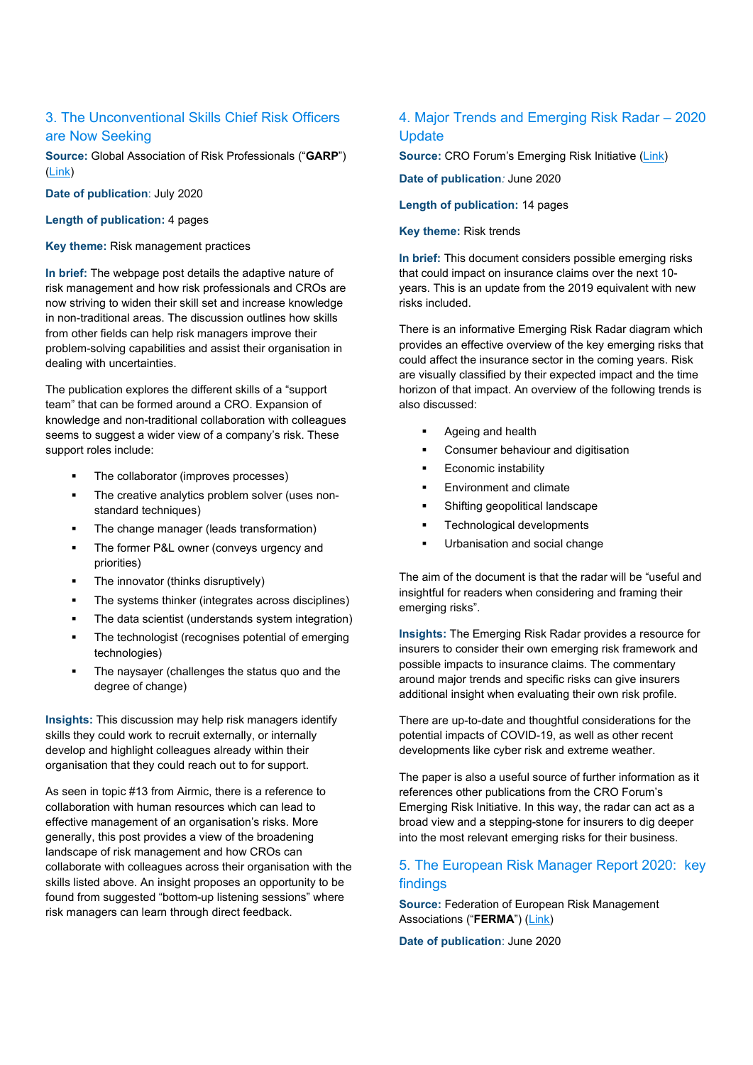## 3. The Unconventional Skills Chief Risk Officers are Now Seeking

**Source:** Global Association of Risk Professionals ("**GARP**") (Link)

**Date of publication**: July 2020

**Length of publication:** 4 pages

**Key theme:** Risk management practices

**In brief:** The webpage post details the adaptive nature of risk management and how risk professionals and CROs are now striving to widen their skill set and increase knowledge in non-traditional areas. The discussion outlines how skills from other fields can help risk managers improve their problem-solving capabilities and assist their organisation in dealing with uncertainties.

The publication explores the different skills of a "support team" that can be formed around a CRO. Expansion of knowledge and non-traditional collaboration with colleagues seems to suggest a wider view of a company's risk. These support roles include:

- The collaborator (improves processes)
- The creative analytics problem solver (uses non-standard techniques)
- The change manager (leads transformation)
- The former P&L owner (conveys urgency and priorities)
- The innovator (thinks disruptively)
- The systems thinker (integrates across disciplines)
- The data scientist (understands system integration)
- The technologist (recognises potential of emerging technologies)
- The naysayer (challenges the status quo and the degree of change)

**Insights:** This discussion may help risk managers identify skills they could work to recruit externally, or internally develop and highlight colleagues already within their organisation that they could reach out to for support.

As seen in topic #13 from Airmic, there is a reference to collaboration with human resources which can lead to effective management of an organisation's risks. More generally, this post provides a view of the broadening landscape of risk management and how CROs can collaborate with colleagues across their organisation with the skills listed above. An insight proposes an opportunity to be found from suggested "bottom-up listening sessions" where risk managers can learn through direct feedback.

## 4. Major Trends and Emerging Risk Radar – 2020 Update

**Source:** CRO Forum's Emerging Risk Initiative (Link)

**Date of publication**: June 2020

**Length of publication:** 14 pages

**Key theme:** Risk trends

**In brief:** This document considers possible emerging risks that could impact on insurance claims over the next 10-years. This is an update from the 2019 equivalent with new risks included.

There is an informative Emerging Risk Radar diagram which provides an effective overview of the key emerging risks that could affect the insurance sector in the coming years. Risk are visually classified by their expected impact and the time horizon of that impact. An overview of the following trends is also discussed:

- Ageing and health
- Consumer behaviour and digitisation
- Economic instability
- Environment and climate
- Shifting geopolitical landscape
- Technological developments
- Urbanisation and social change

The aim of the document is that the radar will be "useful and insightful for readers when considering and framing their emerging risks".

**Insights:** The Emerging Risk Radar provides a resource for insurers to consider their own emerging risk framework and possible impacts to insurance claims. The commentary around major trends and specific risks can give insurers additional insight when evaluating their own risk profile.

There are up-to-date and thoughtful considerations for the potential impacts of COVID-19, as well as other recent developments like cyber risk and extreme weather.

The paper is also a useful source of further information as it references other publications from the CRO Forum's Emerging Risk Initiative. In this way, the radar can act as a broad view and a stepping-stone for insurers to dig deeper into the most relevant emerging risks for their business.

## 5. The European Risk Manager Report 2020: key findings

**Source:** Federation of European Risk Management Associations ("**FERMA**") (Link)

**Date of publication**: June 2020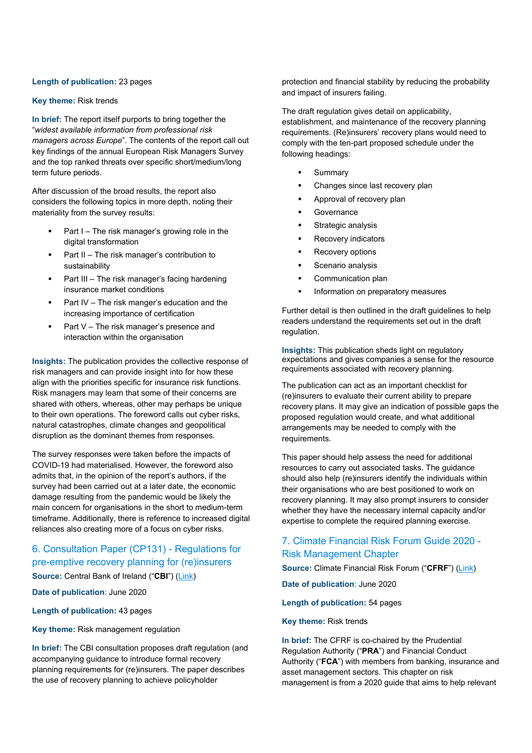**Length of publication:** 23 pages

**Key theme:** Risk trends

**In brief:** The report itself purports to bring together the "*widest available information from professional risk managers across Europe*". The contents of the report call out key findings of the annual European Risk Managers Survey and the top ranked threats over specific short/medium/long term future periods.

After discussion of the broad results, the report also considers the following topics in more depth, noting their materiality from the survey results:

- Part I – The risk manager's growing role in the digital transformation
- Part II – The risk manager's contribution to sustainability
- Part III – The risk manager's facing hardening insurance market conditions
- Part IV – The risk manger's education and the increasing importance of certification
- Part V – The risk manager's presence and interaction within the organisation

**Insights:** The publication provides the collective response of risk managers and can provide insight into for how these align with the priorities specific for insurance risk functions. Risk managers may learn that some of their concerns are shared with others, whereas, other may perhaps be unique to their own operations. The foreword calls out cyber risks, natural catastrophes, climate changes and geopolitical disruption as the dominant themes from responses.

The survey responses were taken before the impacts of COVID-19 had materialised. However, the foreword also admits that, in the opinion of the report's authors, if the survey had been carried out at a later date, the economic damage resulting from the pandemic would be likely the main concern for organisations in the short to medium-term timeframe. Additionally, there is reference to increased digital reliances also creating more of a focus on cyber risks.

## 6. Consultation Paper (CP131) - Regulations for pre-emptive recovery planning for (re)insurers

**Source:** Central Bank of Ireland ("**CBI**") (Link)

**Date of publication**: June 2020

**Length of publication:** 43 pages

**Key theme:** Risk management regulation

**In brief:** The CBI consultation proposes draft regulation (and accompanying guidance to introduce formal recovery planning requirements for (re)insurers. The paper describes the use of recovery planning to achieve policyholder protection and financial stability by reducing the probability and impact of insurers failing.

The draft regulation gives detail on applicability, establishment, and maintenance of the recovery planning requirements. (Re)insurers' recovery plans would need to comply with the ten-part proposed schedule under the following headings:

- Summary
- Changes since last recovery plan
- Approval of recovery plan
- Governance
- Strategic analysis
- Recovery indicators
- Recovery options
- Scenario analysis
- Communication plan
- Information on preparatory measures

Further detail is then outlined in the draft guidelines to help readers understand the requirements set out in the draft regulation.

**Insights:** This publication sheds light on regulatory expectations and gives companies a sense for the resource requirements associated with recovery planning.

The publication can act as an important checklist for (re)insurers to evaluate their current ability to prepare recovery plans. It may give an indication of possible gaps the proposed regulation would create, and what additional arrangements may be needed to comply with the requirements.

This paper should help assess the need for additional resources to carry out associated tasks. The guidance should also help (re)insurers identify the individuals within their organisations who are best positioned to work on recovery planning. It may also prompt insurers to consider whether they have the necessary internal capacity and/or expertise to complete the required planning exercise.

## 7. Climate Financial Risk Forum Guide 2020 - Risk Management Chapter

**Source:** Climate Financial Risk Forum ("**CFRF**") (Link)

**Date of publication**: June 2020

**Length of publication:** 54 pages

**Key theme:** Risk trends

**In brief:** The CFRF is co-chaired by the Prudential Regulation Authority ("**PRA**") and Financial Conduct Authority ("**FCA**") with members from banking, insurance and asset management sectors. This chapter on risk management is from a 2020 guide that aims to help relevant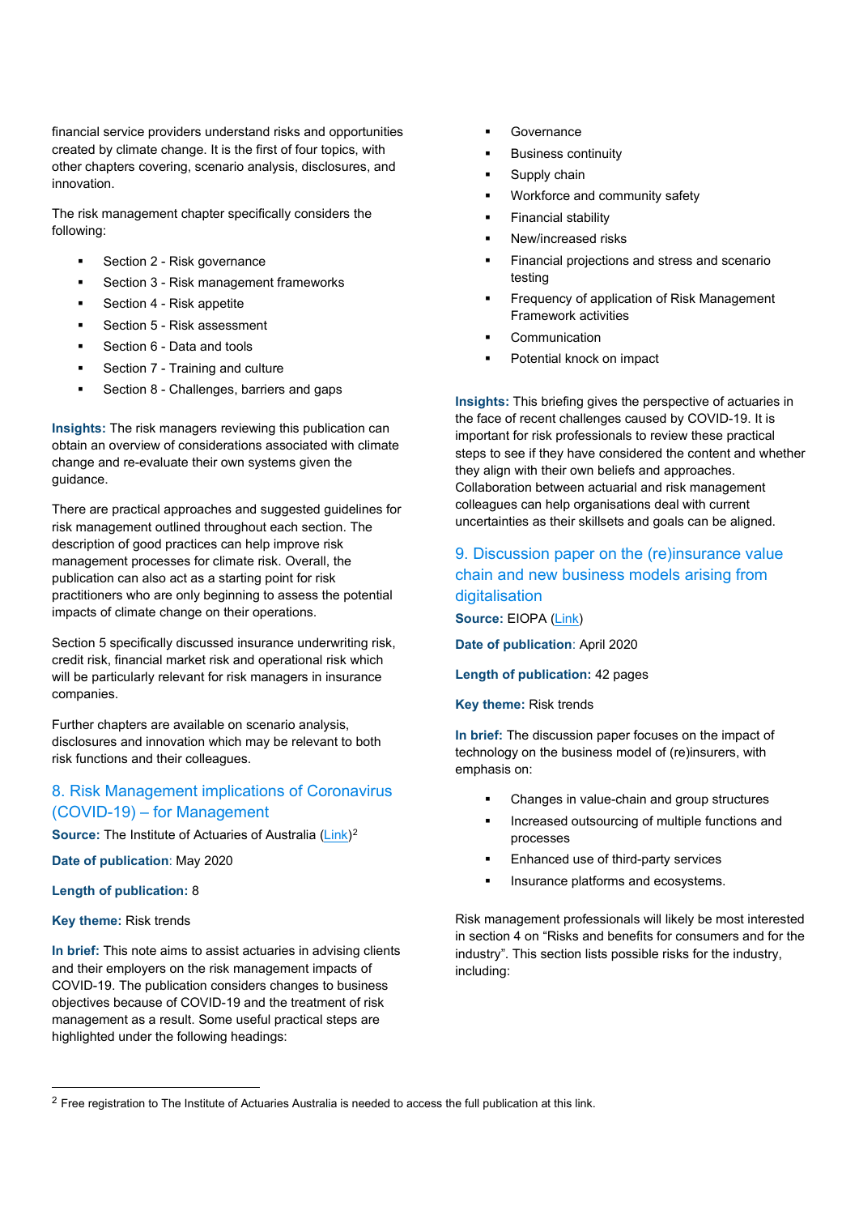financial service providers understand risks and opportunities created by climate change. It is the first of four topics, with other chapters covering, scenario analysis, disclosures, and innovation.

The risk management chapter specifically considers the following:

- Section 2 - Risk governance
- Section 3 - Risk management frameworks
- Section 4 - Risk appetite
- Section 5 - Risk assessment
- Section 6 - Data and tools
- Section 7 - Training and culture
- Section 8 - Challenges, barriers and gaps

**Insights:** The risk managers reviewing this publication can obtain an overview of considerations associated with climate change and re-evaluate their own systems given the guidance.

There are practical approaches and suggested guidelines for risk management outlined throughout each section. The description of good practices can help improve risk management processes for climate risk. Overall, the publication can also act as a starting point for risk practitioners who are only beginning to assess the potential impacts of climate change on their operations.

Section 5 specifically discussed insurance underwriting risk, credit risk, financial market risk and operational risk which will be particularly relevant for risk managers in insurance companies.

Further chapters are available on scenario analysis, disclosures and innovation which may be relevant to both risk functions and their colleagues.

## 8. Risk Management implications of Coronavirus (COVID-19) – for Management

**Source:** The Institute of Actuaries of Australia (Link)[2]

**Date of publication**: May 2020

**Length of publication:** 8

**Key theme:** Risk trends

**In brief:** This note aims to assist actuaries in advising clients and their employers on the risk management impacts of COVID-19. The publication considers changes to business objectives because of COVID-19 and the treatment of risk management as a result. Some useful practical steps are highlighted under the following headings:

- Governance
- Business continuity
- Supply chain
- Workforce and community safety
- Financial stability
- New/increased risks
- Financial projections and stress and scenario testing
- Frequency of application of Risk Management Framework activities
- Communication
- Potential knock on impact

**Insights:** This briefing gives the perspective of actuaries in the face of recent challenges caused by COVID-19. It is important for risk professionals to review these practical steps to see if they have considered the content and whether they align with their own beliefs and approaches. Collaboration between actuarial and risk management colleagues can help organisations deal with current uncertainties as their skillsets and goals can be aligned.

## 9. Discussion paper on the (re)insurance value chain and new business models arising from digitalisation

**Source:** EIOPA (Link)

**Date of publication**: April 2020

**Length of publication:** 42 pages

**Key theme:** Risk trends

**In brief:** The discussion paper focuses on the impact of technology on the business model of (re)insurers, with emphasis on:

- Changes in value-chain and group structures
- Increased outsourcing of multiple functions and processes
- Enhanced use of third-party services
- Insurance platforms and ecosystems.

Risk management professionals will likely be most interested in section 4 on "Risks and benefits for consumers and for the industry". This section lists possible risks for the industry, including:

[2] Free registration to The Institute of Actuaries Australia is needed to access the full publication at this link.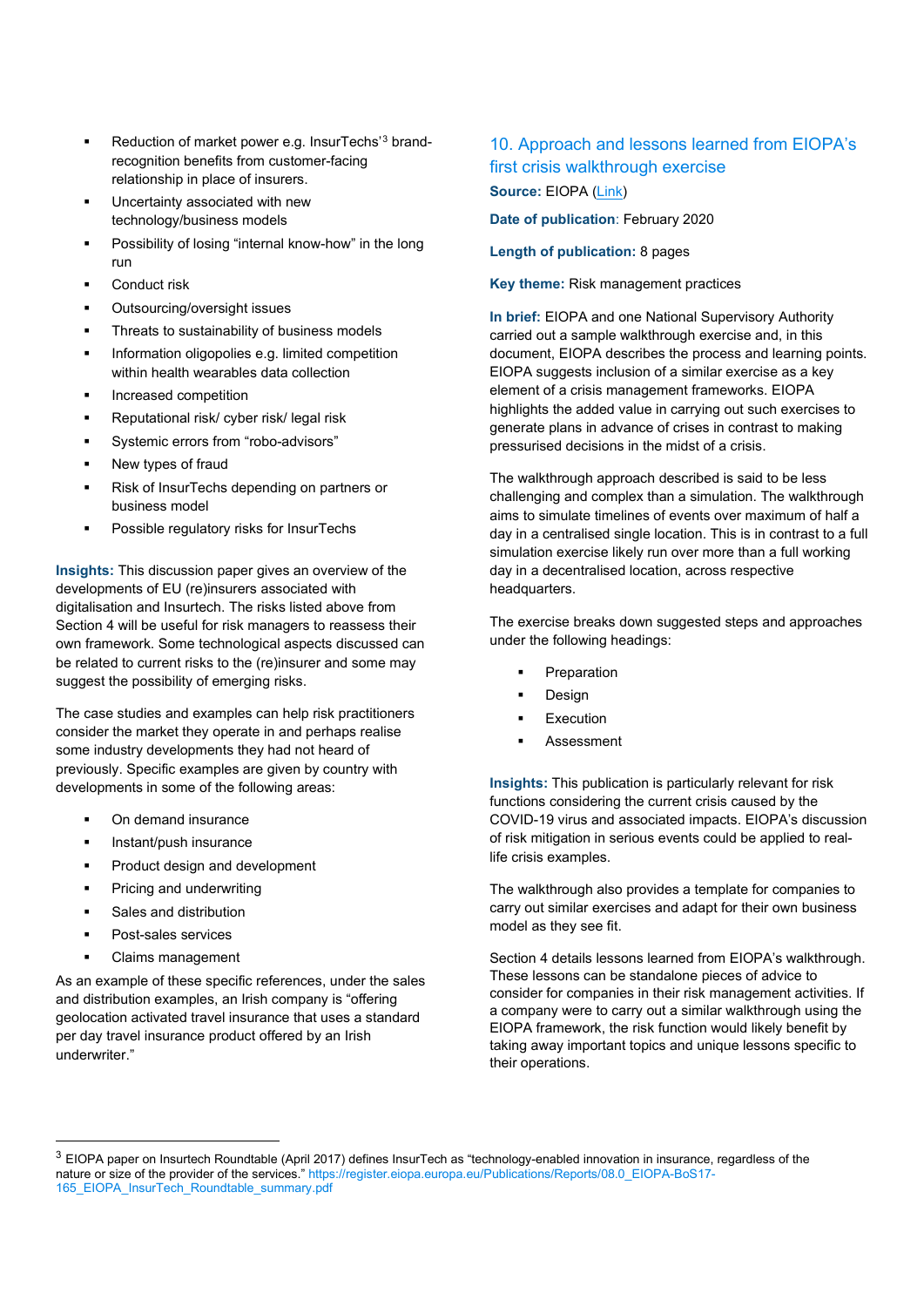- Reduction of market power e.g. InsurTechs'[3] brand-recognition benefits from customer-facing relationship in place of insurers.
- Uncertainty associated with new technology/business models
- Possibility of losing "internal know-how" in the long run
- Conduct risk
- Outsourcing/oversight issues
- Threats to sustainability of business models
- Information oligopolies e.g. limited competition within health wearables data collection
- Increased competition
- Reputational risk/ cyber risk/ legal risk
- Systemic errors from "robo-advisors"
- New types of fraud
- Risk of InsurTechs depending on partners or business model
- Possible regulatory risks for InsurTechs

**Insights:** This discussion paper gives an overview of the developments of EU (re)insurers associated with digitalisation and Insurtech. The risks listed above from Section 4 will be useful for risk managers to reassess their own framework. Some technological aspects discussed can be related to current risks to the (re)insurer and some may suggest the possibility of emerging risks.

The case studies and examples can help risk practitioners consider the market they operate in and perhaps realise some industry developments they had not heard of previously. Specific examples are given by country with developments in some of the following areas:

- On demand insurance
- Instant/push insurance
- Product design and development
- Pricing and underwriting
- Sales and distribution
- Post-sales services
- Claims management

As an example of these specific references, under the sales and distribution examples, an Irish company is "offering geolocation activated travel insurance that uses a standard per day travel insurance product offered by an Irish underwriter."

## 10. Approach and lessons learned from EIOPA's first crisis walkthrough exercise

**Source:** EIOPA (Link)

**Date of publication**: February 2020

**Length of publication:** 8 pages

**Key theme:** Risk management practices

**In brief:** EIOPA and one National Supervisory Authority carried out a sample walkthrough exercise and, in this document, EIOPA describes the process and learning points. EIOPA suggests inclusion of a similar exercise as a key element of a crisis management frameworks. EIOPA highlights the added value in carrying out such exercises to generate plans in advance of crises in contrast to making pressurised decisions in the midst of a crisis.

The walkthrough approach described is said to be less challenging and complex than a simulation. The walkthrough aims to simulate timelines of events over maximum of half a day in a centralised single location. This is in contrast to a full simulation exercise likely run over more than a full working day in a decentralised location, across respective headquarters.

The exercise breaks down suggested steps and approaches under the following headings:

- Preparation
- Design
- Execution
- Assessment

**Insights:** This publication is particularly relevant for risk functions considering the current crisis caused by the COVID-19 virus and associated impacts. EIOPA's discussion of risk mitigation in serious events could be applied to real-life crisis examples.

The walkthrough also provides a template for companies to carry out similar exercises and adapt for their own business model as they see fit.

Section 4 details lessons learned from EIOPA's walkthrough. These lessons can be standalone pieces of advice to consider for companies in their risk management activities. If a company were to carry out a similar walkthrough using the EIOPA framework, the risk function would likely benefit by taking away important topics and unique lessons specific to their operations.

---

[3] EIOPA paper on Insurtech Roundtable (April 2017) defines InsurTech as "technology-enabled innovation in insurance, regardless of the nature or size of the provider of the services." https://register.eiopa.europa.eu/Publications/Reports/08.0_EIOPA-BoS17-165_EIOPA_InsurTech_Roundtable_summary.pdf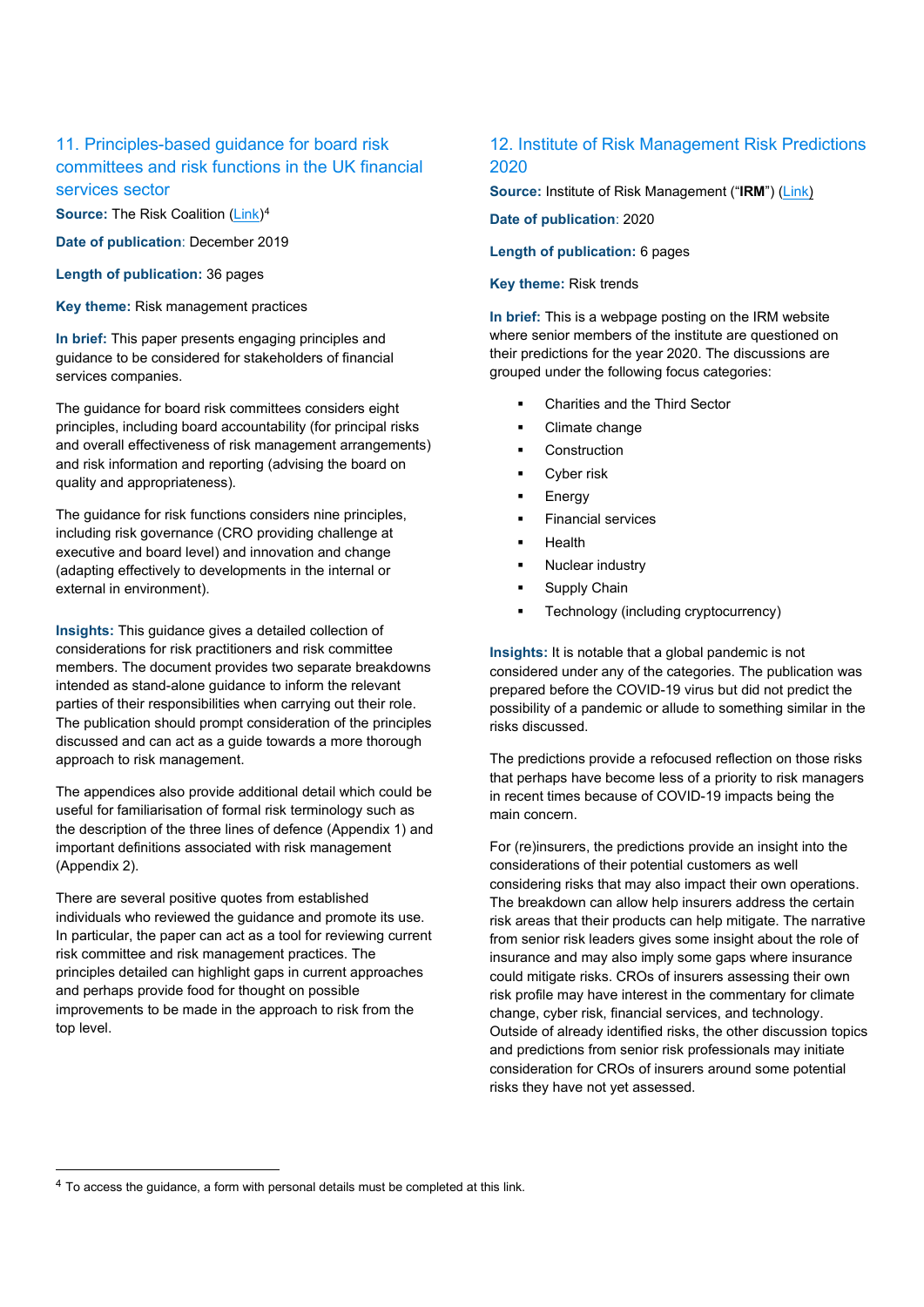## 11. Principles-based guidance for board risk committees and risk functions in the UK financial services sector

**Source:** The Risk Coalition (Link)[4]

**Date of publication**: December 2019

**Length of publication:** 36 pages

**Key theme:** Risk management practices

**In brief:** This paper presents engaging principles and guidance to be considered for stakeholders of financial services companies.

The guidance for board risk committees considers eight principles, including board accountability (for principal risks and overall effectiveness of risk management arrangements) and risk information and reporting (advising the board on quality and appropriateness).

The guidance for risk functions considers nine principles, including risk governance (CRO providing challenge at executive and board level) and innovation and change (adapting effectively to developments in the internal or external in environment).

**Insights:** This guidance gives a detailed collection of considerations for risk practitioners and risk committee members. The document provides two separate breakdowns intended as stand-alone guidance to inform the relevant parties of their responsibilities when carrying out their role. The publication should prompt consideration of the principles discussed and can act as a guide towards a more thorough approach to risk management.

The appendices also provide additional detail which could be useful for familiarisation of formal risk terminology such as the description of the three lines of defence (Appendix 1) and important definitions associated with risk management (Appendix 2).

There are several positive quotes from established individuals who reviewed the guidance and promote its use. In particular, the paper can act as a tool for reviewing current risk committee and risk management practices. The principles detailed can highlight gaps in current approaches and perhaps provide food for thought on possible improvements to be made in the approach to risk from the top level.

## 12. Institute of Risk Management Risk Predictions 2020

**Source:** Institute of Risk Management ("**IRM**") (Link)

**Date of publication**: 2020

**Length of publication:** 6 pages

**Key theme:** Risk trends

**In brief:** This is a webpage posting on the IRM website where senior members of the institute are questioned on their predictions for the year 2020. The discussions are grouped under the following focus categories:

- Charities and the Third Sector
- Climate change
- Construction
- Cyber risk
- Energy
- Financial services
- Health
- Nuclear industry
- Supply Chain
- Technology (including cryptocurrency)

**Insights:** It is notable that a global pandemic is not considered under any of the categories. The publication was prepared before the COVID-19 virus but did not predict the possibility of a pandemic or allude to something similar in the risks discussed.

The predictions provide a refocused reflection on those risks that perhaps have become less of a priority to risk managers in recent times because of COVID-19 impacts being the main concern.

For (re)insurers, the predictions provide an insight into the considerations of their potential customers as well considering risks that may also impact their own operations. The breakdown can allow help insurers address the certain risk areas that their products can help mitigate. The narrative from senior risk leaders gives some insight about the role of insurance and may also imply some gaps where insurance could mitigate risks. CROs of insurers assessing their own risk profile may have interest in the commentary for climate change, cyber risk, financial services, and technology. Outside of already identified risks, the other discussion topics and predictions from senior risk professionals may initiate consideration for CROs of insurers around some potential risks they have not yet assessed.

[4] To access the guidance, a form with personal details must be completed at this link.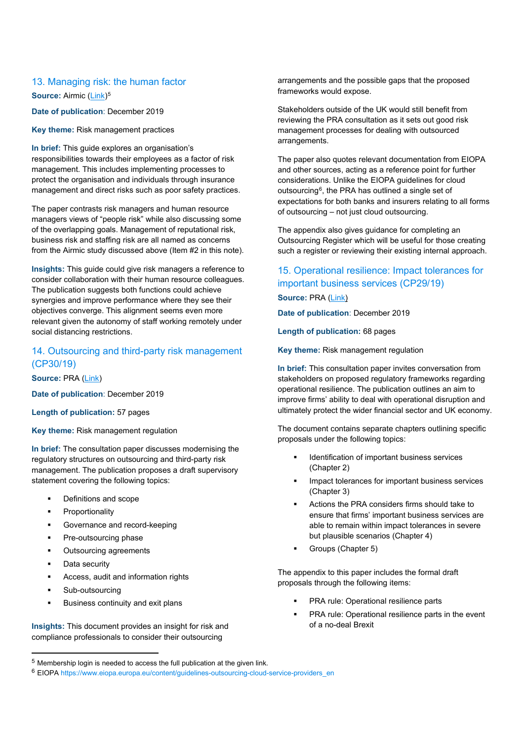## 13. Managing risk: the human factor

**Source:** Airmic (Link)[5]

**Date of publication**: December 2019

**Key theme:** Risk management practices

**In brief:** This guide explores an organisation's responsibilities towards their employees as a factor of risk management. This includes implementing processes to protect the organisation and individuals through insurance management and direct risks such as poor safety practices.

The paper contrasts risk managers and human resource managers views of "people risk" while also discussing some of the overlapping goals. Management of reputational risk, business risk and staffing risk are all named as concerns from the Airmic study discussed above (Item #2 in this note).

**Insights:** This guide could give risk managers a reference to consider collaboration with their human resource colleagues. The publication suggests both functions could achieve synergies and improve performance where they see their objectives converge. This alignment seems even more relevant given the autonomy of staff working remotely under social distancing restrictions.

## 14. Outsourcing and third-party risk management (CP30/19)

**Source:** PRA (Link)

**Date of publication**: December 2019

**Length of publication:** 57 pages

**Key theme:** Risk management regulation

**In brief:** The consultation paper discusses modernising the regulatory structures on outsourcing and third-party risk management. The publication proposes a draft supervisory statement covering the following topics:

- Definitions and scope
- Proportionality
- Governance and record-keeping
- Pre-outsourcing phase
- Outsourcing agreements
- Data security
- Access, audit and information rights
- Sub-outsourcing
- Business continuity and exit plans

**Insights:** This document provides an insight for risk and compliance professionals to consider their outsourcing arrangements and the possible gaps that the proposed frameworks would expose.

Stakeholders outside of the UK would still benefit from reviewing the PRA consultation as it sets out good risk management processes for dealing with outsourced arrangements.

The paper also quotes relevant documentation from EIOPA and other sources, acting as a reference point for further considerations. Unlike the EIOPA guidelines for cloud outsourcing[6], the PRA has outlined a single set of expectations for both banks and insurers relating to all forms of outsourcing – not just cloud outsourcing.

The appendix also gives guidance for completing an Outsourcing Register which will be useful for those creating such a register or reviewing their existing internal approach.

## 15. Operational resilience: Impact tolerances for important business services (CP29/19)

**Source:** PRA (Link)

**Date of publication**: December 2019

**Length of publication:** 68 pages

**Key theme:** Risk management regulation

**In brief:** This consultation paper invites conversation from stakeholders on proposed regulatory frameworks regarding operational resilience. The publication outlines an aim to improve firms' ability to deal with operational disruption and ultimately protect the wider financial sector and UK economy.

The document contains separate chapters outlining specific proposals under the following topics:

- Identification of important business services (Chapter 2)
- Impact tolerances for important business services (Chapter 3)
- Actions the PRA considers firms should take to ensure that firms' important business services are able to remain within impact tolerances in severe but plausible scenarios (Chapter 4)
- Groups (Chapter 5)

The appendix to this paper includes the formal draft proposals through the following items:

- PRA rule: Operational resilience parts
- PRA rule: Operational resilience parts in the event of a no-deal Brexit

---

[5] Membership login is needed to access the full publication at the given link.

[6] EIOPA https://www.eiopa.europa.eu/content/guidelines-outsourcing-cloud-service-providers_en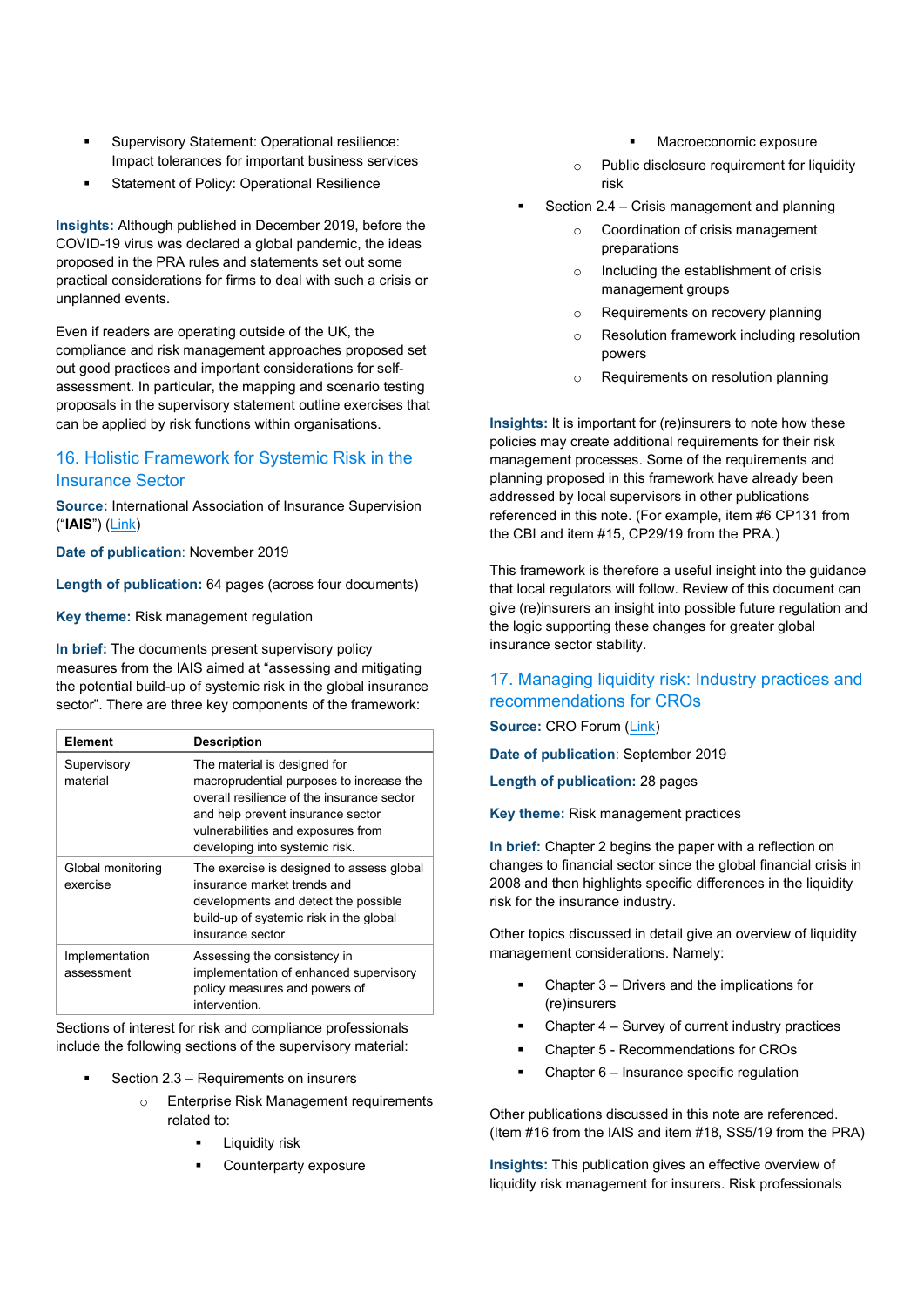- Supervisory Statement: Operational resilience: Impact tolerances for important business services
- Statement of Policy: Operational Resilience

**Insights:** Although published in December 2019, before the COVID-19 virus was declared a global pandemic, the ideas proposed in the PRA rules and statements set out some practical considerations for firms to deal with such a crisis or unplanned events.

Even if readers are operating outside of the UK, the compliance and risk management approaches proposed set out good practices and important considerations for self-assessment. In particular, the mapping and scenario testing proposals in the supervisory statement outline exercises that can be applied by risk functions within organisations.

## 16. Holistic Framework for Systemic Risk in the Insurance Sector

**Source:** International Association of Insurance Supervision ("**IAIS**") (Link)

**Date of publication**: November 2019

**Length of publication:** 64 pages (across four documents)

**Key theme:** Risk management regulation

**In brief:** The documents present supervisory policy measures from the IAIS aimed at "assessing and mitigating the potential build-up of systemic risk in the global insurance sector". There are three key components of the framework:

| Element | Description |
|---|---|
| Supervisory material | The material is designed for macroprudential purposes to increase the overall resilience of the insurance sector and help prevent insurance sector vulnerabilities and exposures from developing into systemic risk. |
| Global monitoring exercise | The exercise is designed to assess global insurance market trends and developments and detect the possible build-up of systemic risk in the global insurance sector |
| Implementation assessment | Assessing the consistency in implementation of enhanced supervisory policy measures and powers of intervention. |

Sections of interest for risk and compliance professionals include the following sections of the supervisory material:

- Section 2.3 – Requirements on insurers
  - Enterprise Risk Management requirements related to:
    - Liquidity risk
    - Counterparty exposure
    - Macroeconomic exposure
  - Public disclosure requirement for liquidity risk
- Section 2.4 – Crisis management and planning
  - Coordination of crisis management preparations
  - Including the establishment of crisis management groups
  - Requirements on recovery planning
  - Resolution framework including resolution powers
  - Requirements on resolution planning

**Insights:** It is important for (re)insurers to note how these policies may create additional requirements for their risk management processes. Some of the requirements and planning proposed in this framework have already been addressed by local supervisors in other publications referenced in this note. (For example, item #6 CP131 from the CBI and item #15, CP29/19 from the PRA.)

This framework is therefore a useful insight into the guidance that local regulators will follow. Review of this document can give (re)insurers an insight into possible future regulation and the logic supporting these changes for greater global insurance sector stability.

## 17. Managing liquidity risk: Industry practices and recommendations for CROs

**Source:** CRO Forum (Link)

**Date of publication**: September 2019

**Length of publication:** 28 pages

**Key theme:** Risk management practices

**In brief:** Chapter 2 begins the paper with a reflection on changes to financial sector since the global financial crisis in 2008 and then highlights specific differences in the liquidity risk for the insurance industry.

Other topics discussed in detail give an overview of liquidity management considerations. Namely:

- Chapter 3 – Drivers and the implications for (re)insurers
- Chapter 4 – Survey of current industry practices
- Chapter 5 - Recommendations for CROs
- Chapter 6 – Insurance specific regulation

Other publications discussed in this note are referenced. (Item #16 from the IAIS and item #18, SS5/19 from the PRA)

**Insights:** This publication gives an effective overview of liquidity risk management for insurers. Risk professionals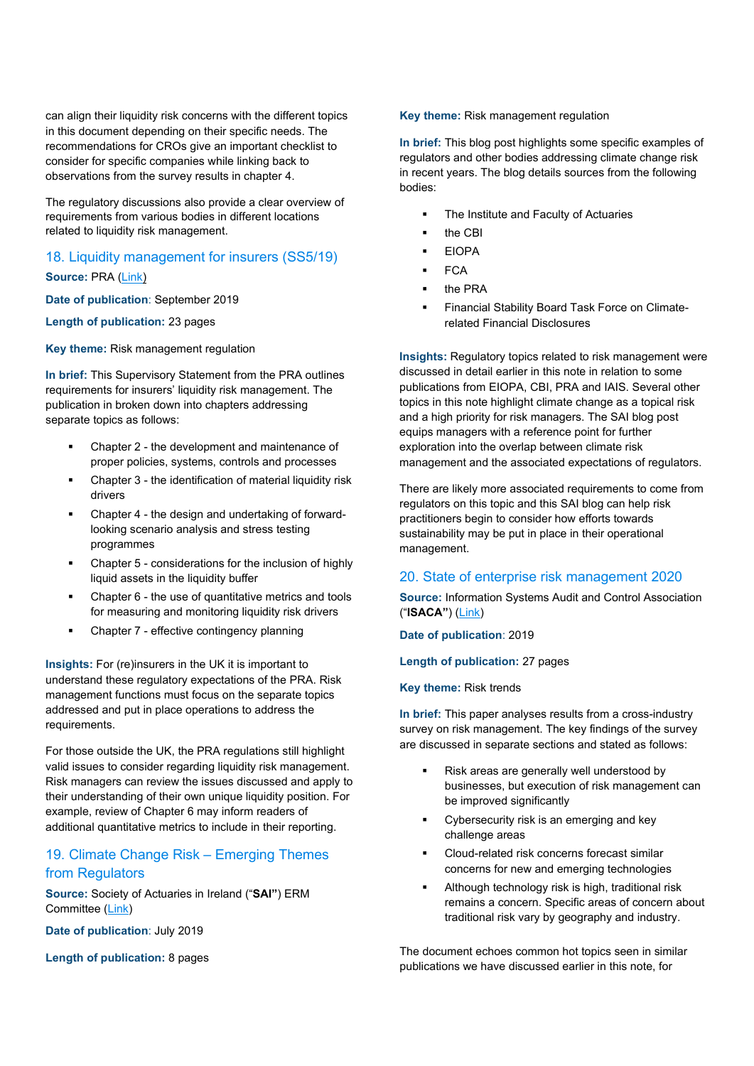can align their liquidity risk concerns with the different topics in this document depending on their specific needs. The recommendations for CROs give an important checklist to consider for specific companies while linking back to observations from the survey results in chapter 4.

The regulatory discussions also provide a clear overview of requirements from various bodies in different locations related to liquidity risk management.

## 18. Liquidity management for insurers (SS5/19)

**Source:** PRA (Link)

**Date of publication**: September 2019

**Length of publication:** 23 pages

**Key theme:** Risk management regulation

**In brief:** This Supervisory Statement from the PRA outlines requirements for insurers' liquidity risk management. The publication in broken down into chapters addressing separate topics as follows:

- Chapter 2 - the development and maintenance of proper policies, systems, controls and processes
- Chapter 3 - the identification of material liquidity risk drivers
- Chapter 4 - the design and undertaking of forward-looking scenario analysis and stress testing programmes
- Chapter 5 - considerations for the inclusion of highly liquid assets in the liquidity buffer
- Chapter 6 - the use of quantitative metrics and tools for measuring and monitoring liquidity risk drivers
- Chapter 7 - effective contingency planning

**Insights:** For (re)insurers in the UK it is important to understand these regulatory expectations of the PRA. Risk management functions must focus on the separate topics addressed and put in place operations to address the requirements.

For those outside the UK, the PRA regulations still highlight valid issues to consider regarding liquidity risk management. Risk managers can review the issues discussed and apply to their understanding of their own unique liquidity position. For example, review of Chapter 6 may inform readers of additional quantitative metrics to include in their reporting.

## 19. Climate Change Risk – Emerging Themes from Regulators

**Source:** Society of Actuaries in Ireland ("**SAI**") ERM Committee (Link)

**Date of publication**: July 2019

**Length of publication:** 8 pages

**Key theme:** Risk management regulation

**In brief:** This blog post highlights some specific examples of regulators and other bodies addressing climate change risk in recent years. The blog details sources from the following bodies:

- The Institute and Faculty of Actuaries
- the CBI
- EIOPA
- FCA
- the PRA
- Financial Stability Board Task Force on Climate-related Financial Disclosures

**Insights:** Regulatory topics related to risk management were discussed in detail earlier in this note in relation to some publications from EIOPA, CBI, PRA and IAIS. Several other topics in this note highlight climate change as a topical risk and a high priority for risk managers. The SAI blog post equips managers with a reference point for further exploration into the overlap between climate risk management and the associated expectations of regulators.

There are likely more associated requirements to come from regulators on this topic and this SAI blog can help risk practitioners begin to consider how efforts towards sustainability may be put in place in their operational management.

## 20. State of enterprise risk management 2020

**Source:** Information Systems Audit and Control Association ("**ISACA**") (Link)

**Date of publication**: 2019

**Length of publication:** 27 pages

**Key theme:** Risk trends

**In brief:** This paper analyses results from a cross-industry survey on risk management. The key findings of the survey are discussed in separate sections and stated as follows:

- Risk areas are generally well understood by businesses, but execution of risk management can be improved significantly
- Cybersecurity risk is an emerging and key challenge areas
- Cloud-related risk concerns forecast similar concerns for new and emerging technologies
- Although technology risk is high, traditional risk remains a concern. Specific areas of concern about traditional risk vary by geography and industry.

The document echoes common hot topics seen in similar publications we have discussed earlier in this note, for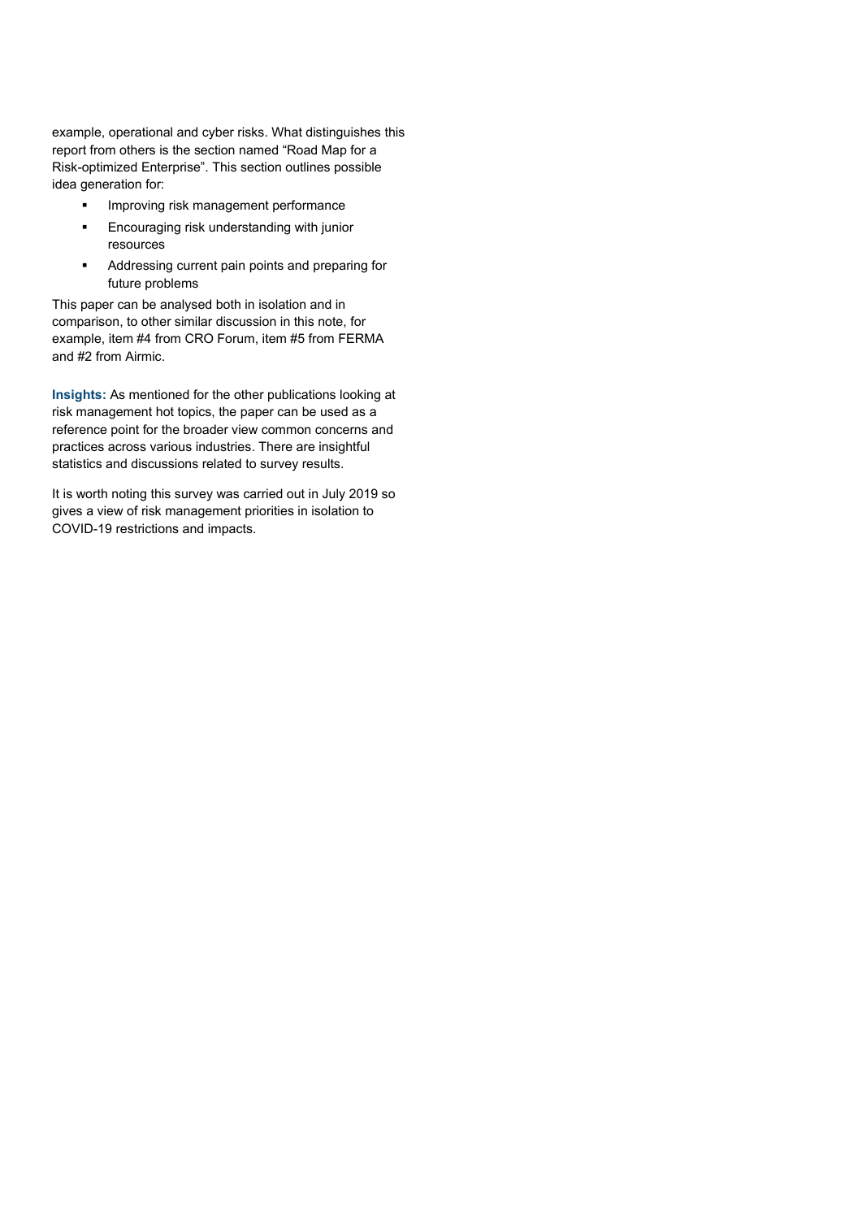example, operational and cyber risks. What distinguishes this report from others is the section named "Road Map for a Risk-optimized Enterprise". This section outlines possible idea generation for:

- Improving risk management performance
- Encouraging risk understanding with junior resources
- Addressing current pain points and preparing for future problems

This paper can be analysed both in isolation and in comparison, to other similar discussion in this note, for example, item #4 from CRO Forum, item #5 from FERMA and #2 from Airmic.

**Insights:** As mentioned for the other publications looking at risk management hot topics, the paper can be used as a reference point for the broader view common concerns and practices across various industries. There are insightful statistics and discussions related to survey results.

It is worth noting this survey was carried out in July 2019 so gives a view of risk management priorities in isolation to COVID-19 restrictions and impacts.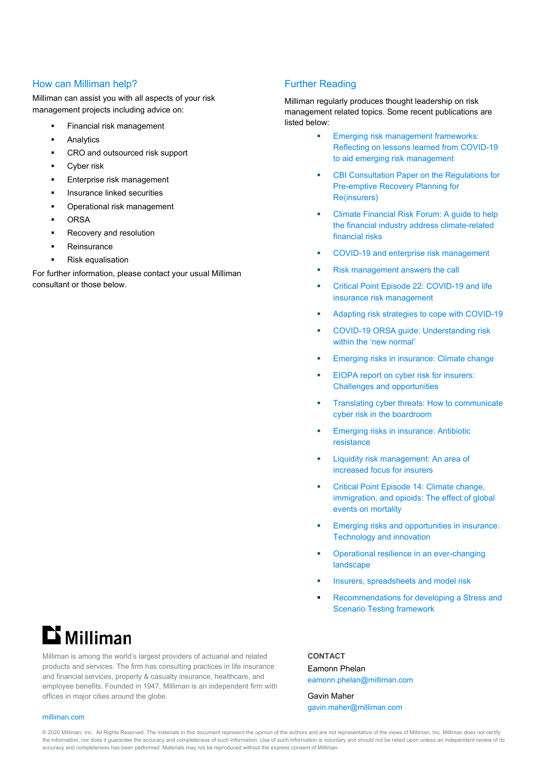## How can Milliman help?

Milliman can assist you with all aspects of your risk management projects including advice on:

- Financial risk management
- Analytics
- CRO and outsourced risk support
- Cyber risk
- Enterprise risk management
- Insurance linked securities
- Operational risk management
- ORSA
- Recovery and resolution
- Reinsurance
- Risk equalisation

For further information, please contact your usual Milliman consultant or those below.

## Further Reading

Milliman regularly produces thought leadership on risk management related topics. Some recent publications are listed below:

- Emerging risk management frameworks: Reflecting on lessons learned from COVID-19 to aid emerging risk management
- CBI Consultation Paper on the Regulations for Pre-emptive Recovery Planning for Re(insurers)
- Climate Financial Risk Forum: A guide to help the financial industry address climate-related financial risks
- COVID-19 and enterprise risk management
- Risk management answers the call
- Critical Point Episode 22: COVID-19 and life insurance risk management
- Adapting risk strategies to cope with COVID-19
- COVID-19 ORSA guide: Understanding risk within the 'new normal'
- Emerging risks in insurance: Climate change
- EIOPA report on cyber risk for insurers: Challenges and opportunities
- Translating cyber threats: How to communicate cyber risk in the boardroom
- Emerging risks in insurance: Antibiotic resistance
- Liquidity risk management: An area of increased focus for insurers
- Critical Point Episode 14: Climate change, immigration, and opioids: The effect of global events on mortality
- Emerging risks and opportunities in insurance: Technology and innovation
- Operational resilience in an ever-changing landscape
- Insurers, spreadsheets and model risk
- Recommendations for developing a Stress and Scenario Testing framework

Milliman

Milliman is among the world's largest providers of actuarial and related products and services. The firm has consulting practices in life insurance and financial services, property & casualty insurance, healthcare, and employee benefits. Founded in 1947, Milliman is an independent firm with offices in major cities around the globe.

milliman.com

**CONTACT**

Eamonn Phelan
eamonn.phelan@milliman.com

Gavin Maher
gavin.maher@milliman.com

© 2020 Milliman, Inc. All Rights Reserved. The materials in this document represent the opinion of the authors and are not representative of the views of Milliman, Inc. Milliman does not certify the information, nor does it guarantee the accuracy and completeness of such information. Use of such information is voluntary and should not be relied upon unless an independent review of its accuracy and completeness has been performed. Materials may not be reproduced without the express consent of Milliman.